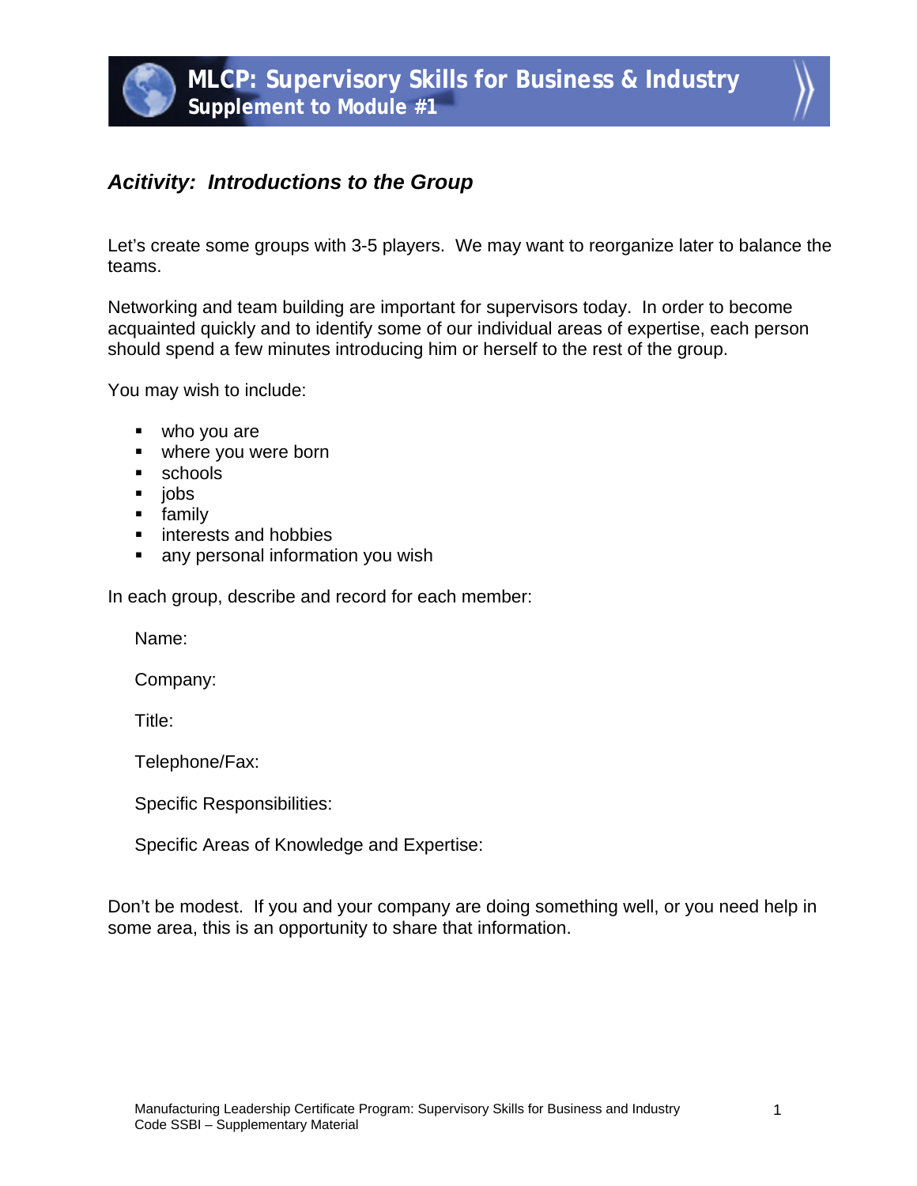# MLCP: Supervisory Skills for Business & Industry
## Supplement to Module #1

### *Acitivity: Introductions to the Group*

Let's create some groups with 3-5 players. We may want to reorganize later to balance the teams.

Networking and team building are important for supervisors today. In order to become acquainted quickly and to identify some of our individual areas of expertise, each person should spend a few minutes introducing him or herself to the rest of the group.

You may wish to include:

- who you are
- where you were born
- schools
- jobs
- family
- interests and hobbies
- any personal information you wish

In each group, describe and record for each member:

Name:

Company:

Title:

Telephone/Fax:

Specific Responsibilities:

Specific Areas of Knowledge and Expertise:

Don't be modest. If you and your company are doing something well, or you need help in some area, this is an opportunity to share that information.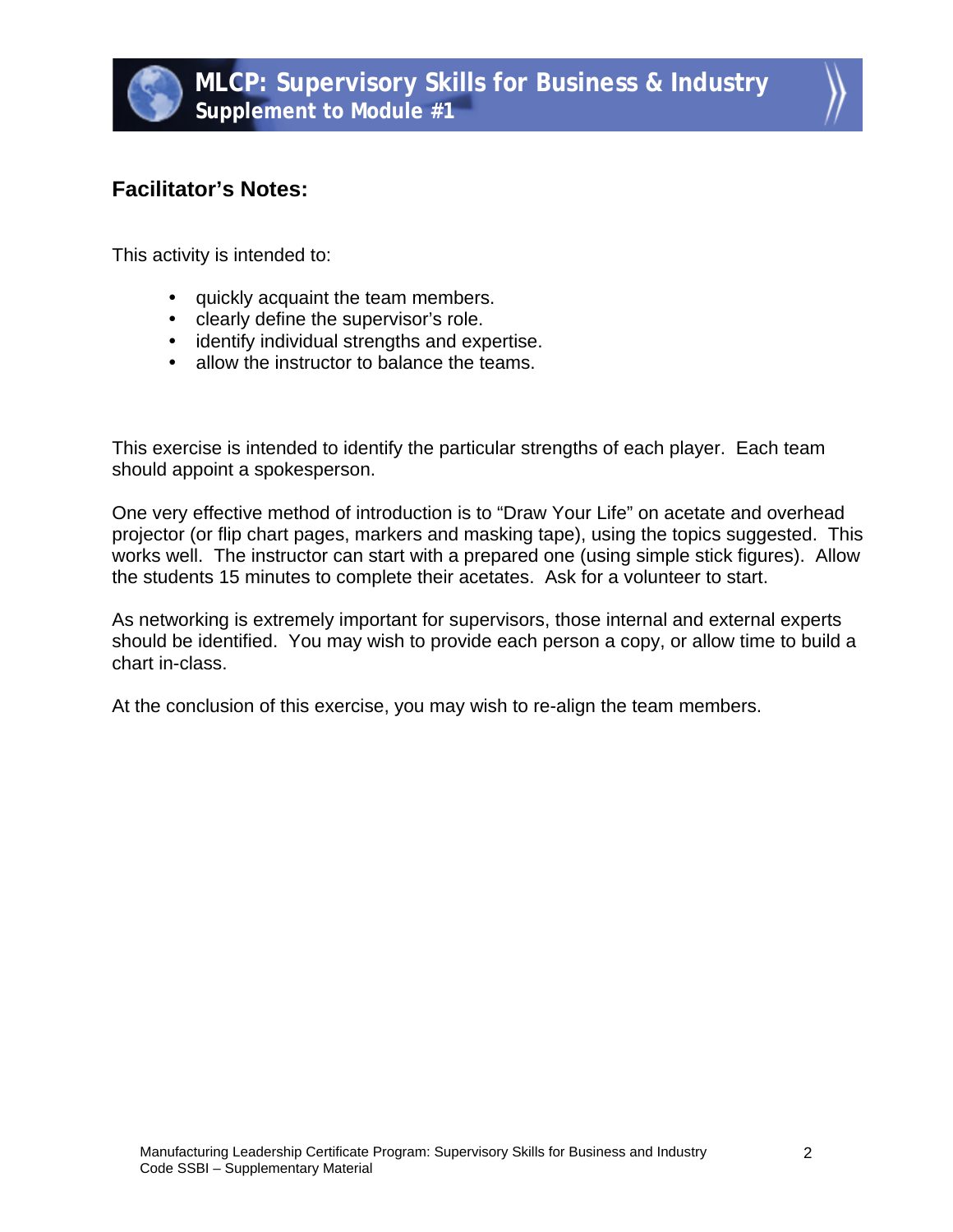## Facilitator's Notes:

This activity is intended to:

- quickly acquaint the team members.
- clearly define the supervisor's role.
- identify individual strengths and expertise.
- allow the instructor to balance the teams.

This exercise is intended to identify the particular strengths of each player. Each team should appoint a spokesperson.

One very effective method of introduction is to "Draw Your Life" on acetate and overhead projector (or flip chart pages, markers and masking tape), using the topics suggested. This works well. The instructor can start with a prepared one (using simple stick figures). Allow the students 15 minutes to complete their acetates. Ask for a volunteer to start.

As networking is extremely important for supervisors, those internal and external experts should be identified. You may wish to provide each person a copy, or allow time to build a chart in-class.

At the conclusion of this exercise, you may wish to re-align the team members.